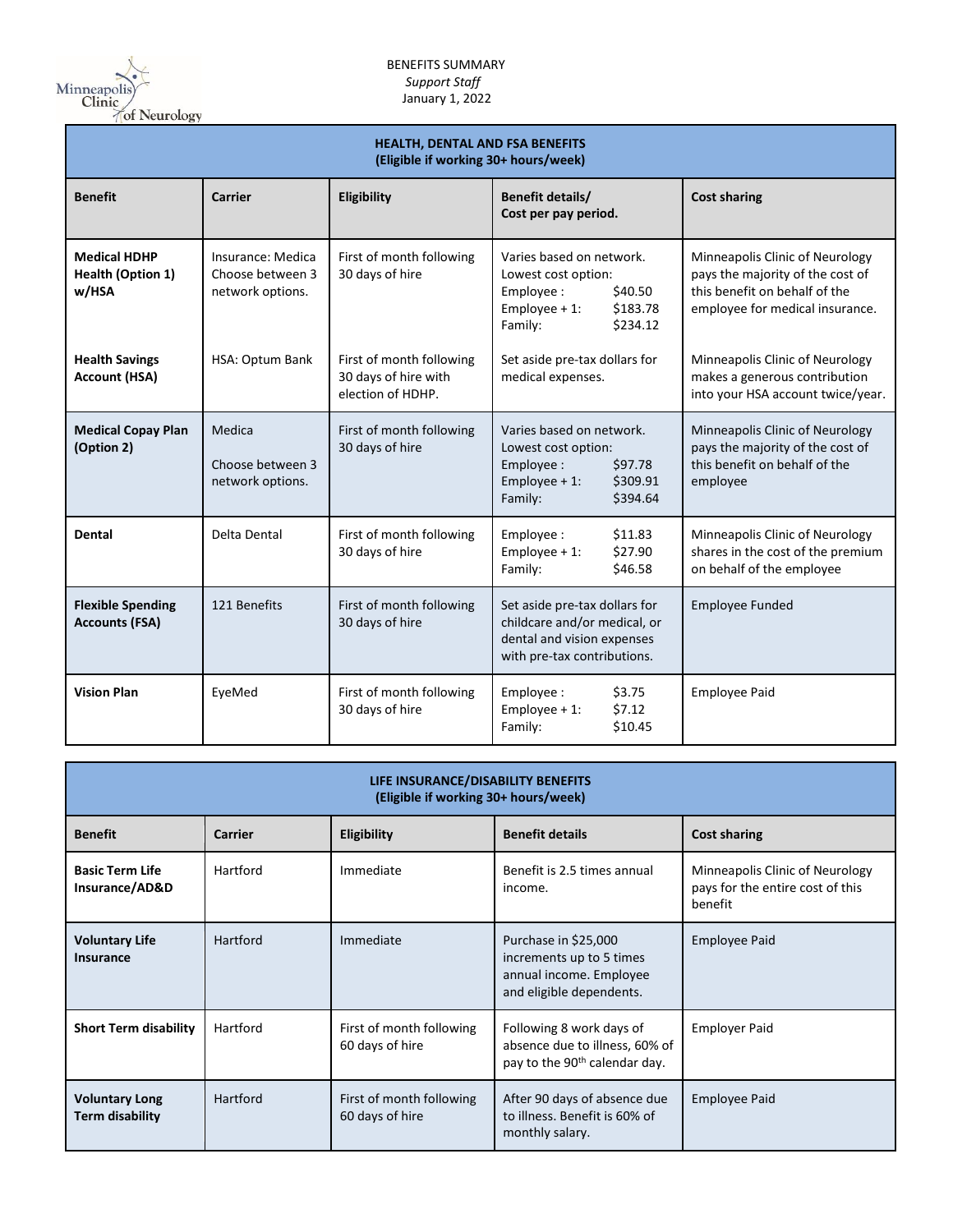BENEFITS SUMMARY

*Support Staff*

January 1, 2022

| **HEALTH, DENTAL AND FSA BENEFITS (Eligible if working 30+ hours/week)** | | | | |
|---|---|---|---|---|
| **Benefit** | **Carrier** | **Eligibility** | **Benefit details/ Cost per pay period.** | **Cost sharing** |
| **Medical HDHP Health (Option 1) w/HSA** | Insurance: Medica Choose between 3 network options. | First of month following 30 days of hire | Varies based on network. Lowest cost option: Employee : $40.50 Employee + 1: $183.78 Family: $234.12 | Minneapolis Clinic of Neurology pays the majority of the cost of this benefit on behalf of the employee for medical insurance. |
| **Health Savings Account (HSA)** | HSA: Optum Bank | First of month following 30 days of hire with election of HDHP. | Set aside pre-tax dollars for medical expenses. | Minneapolis Clinic of Neurology makes a generous contribution into your HSA account twice/year. |
| **Medical Copay Plan (Option 2)** | Medica Choose between 3 network options. | First of month following 30 days of hire | Varies based on network. Lowest cost option: Employee : $97.78 Employee + 1: $309.91 Family: $394.64 | Minneapolis Clinic of Neurology pays the majority of the cost of this benefit on behalf of the employee |
| **Dental** | Delta Dental | First of month following 30 days of hire | Employee : $11.83 Employee + 1: $27.90 Family: $46.58 | Minneapolis Clinic of Neurology shares in the cost of the premium on behalf of the employee |
| **Flexible Spending Accounts (FSA)** | 121 Benefits | First of month following 30 days of hire | Set aside pre-tax dollars for childcare and/or medical, or dental and vision expenses with pre-tax contributions. | Employee Funded |
| **Vision Plan** | EyeMed | First of month following 30 days of hire | Employee : $3.75 Employee + 1: $7.12 Family: $10.45 | Employee Paid |

| **LIFE INSURANCE/DISABILITY BENEFITS (Eligible if working 30+ hours/week)** | | | | |
|---|---|---|---|---|
| **Benefit** | **Carrier** | **Eligibility** | **Benefit details** | **Cost sharing** |
| **Basic Term Life Insurance/AD&D** | Hartford | Immediate | Benefit is 2.5 times annual income. | Minneapolis Clinic of Neurology pays for the entire cost of this benefit |
| **Voluntary Life Insurance** | Hartford | Immediate | Purchase in $25,000 increments up to 5 times annual income. Employee and eligible dependents. | Employee Paid |
| **Short Term disability** | Hartford | First of month following 60 days of hire | Following 8 work days of absence due to illness, 60% of pay to the 90th calendar day. | Employer Paid |
| **Voluntary Long Term disability** | Hartford | First of month following 60 days of hire | After 90 days of absence due to illness. Benefit is 60% of monthly salary. | Employee Paid |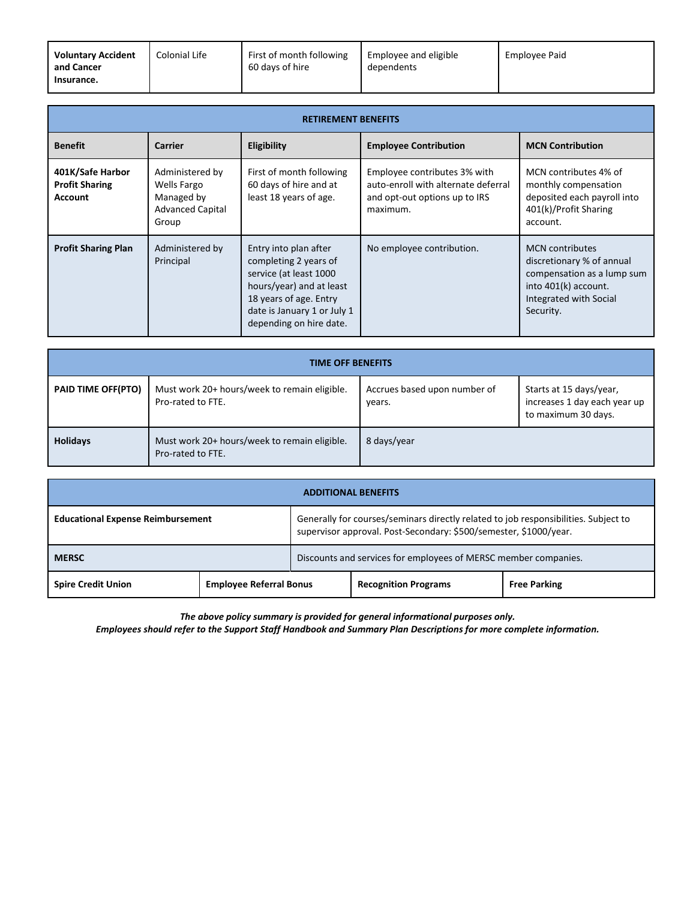| | | | | |
|---|---|---|---|---|
| **Voluntary Accident and Cancer Insurance.** | Colonial Life | First of month following 60 days of hire | Employee and eligible dependents | Employee Paid |

| RETIREMENT BENEFITS | | | | |
|---|---|---|---|---|
| **Benefit** | **Carrier** | **Eligibility** | **Employee Contribution** | **MCN Contribution** |
| **401K/Safe Harbor Profit Sharing Account** | Administered by Wells Fargo Managed by Advanced Capital Group | First of month following 60 days of hire and at least 18 years of age. | Employee contributes 3% with auto-enroll with alternate deferral and opt-out options up to IRS maximum. | MCN contributes 4% of monthly compensation deposited each payroll into 401(k)/Profit Sharing account. |
| **Profit Sharing Plan** | Administered by Principal | Entry into plan after completing 2 years of service (at least 1000 hours/year) and at least 18 years of age. Entry date is January 1 or July 1 depending on hire date. | No employee contribution. | MCN contributes discretionary % of annual compensation as a lump sum into 401(k) account. Integrated with Social Security. |

| TIME OFF BENEFITS | | | |
|---|---|---|---|
| **PAID TIME OFF(PTO)** | Must work 20+ hours/week to remain eligible. Pro-rated to FTE. | Accrues based upon number of years. | Starts at 15 days/year, increases 1 day each year up to maximum 30 days. |
| **Holidays** | Must work 20+ hours/week to remain eligible. Pro-rated to FTE. | 8 days/year | |

| ADDITIONAL BENEFITS | | | |
|---|---|---|---|
| **Educational Expense Reimbursement** | Generally for courses/seminars directly related to job responsibilities. Subject to supervisor approval. Post-Secondary: $500/semester, $1000/year. | | |
| **MERSC** | Discounts and services for employees of MERSC member companies. | | |
| **Spire Credit Union** | **Employee Referral Bonus** | **Recognition Programs** | **Free Parking** |

***The above policy summary is provided for general informational purposes only.***
***Employees should refer to the Support Staff Handbook and Summary Plan Descriptions for more complete information.***